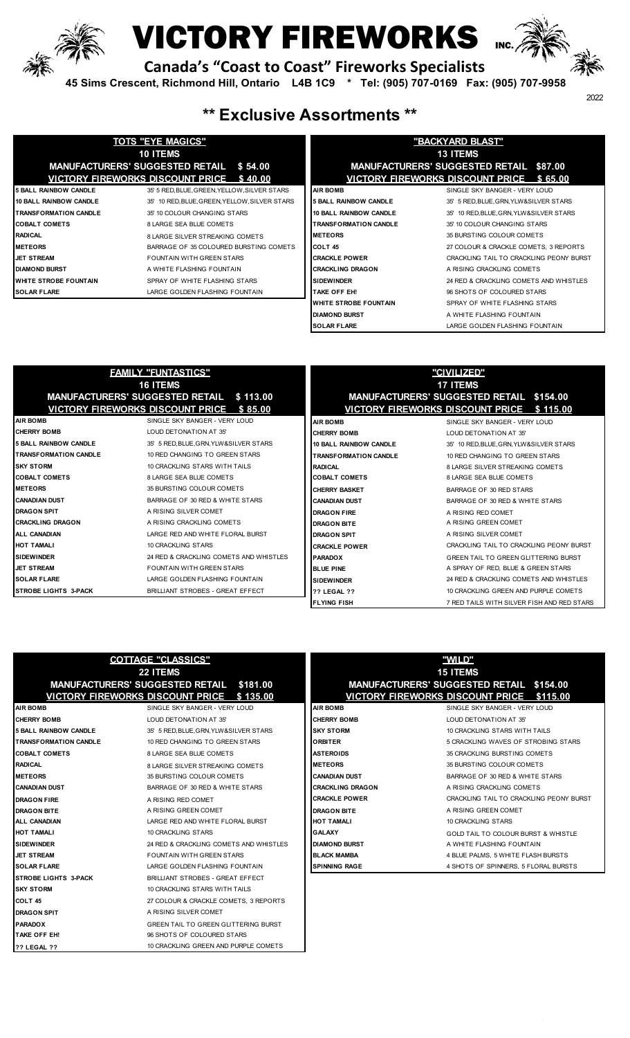# VICTORY FIREWORKS INC.

**Canada's "Coast to Coast" Fireworks Specialists**

**45 Sims Crescent, Richmond Hill, Ontario L4B 1C9 * Tel: (905) 707-0169 Fax: (905) 707-9958**

2022

## ** Exclusive Assortments **

### TOTS "EYE MAGICS"

**10 ITEMS**

**MANUFACTURERS' SUGGESTED RETAIL $ 54.00**

**VICTORY FIREWORKS DISCOUNT PRICE $ 40.00**

| Item | Description |
|---|---|
| **5 BALL RAINBOW CANDLE** | 35' 5 RED,BLUE,GREEN,YELLOW,SILVER STARS |
| **10 BALL RAINBOW CANDLE** | 35' 10 RED,BLUE,GREEN,YELLOW,SILVER STARS |
| **TRANSFORMATION CANDLE** | 35' 10 COLOUR CHANGING STARS |
| **COBALT COMETS** | 8 LARGE SEA BLUE COMETS |
| **RADICAL** | 8 LARGE SILVER STREAKING COMETS |
| **METEORS** | BARRAGE OF 35 COLOURED BURSTING COMETS |
| **JET STREAM** | FOUNTAIN WITH GREEN STARS |
| **DIAMOND BURST** | A WHITE FLASHING FOUNTAIN |
| **WHITE STROBE FOUNTAIN** | SPRAY OF WHITE FLASHING STARS |
| **SOLAR FLARE** | LARGE GOLDEN FLASHING FOUNTAIN |

### "BACKYARD BLAST"

**13 ITEMS**

**MANUFACTURERS' SUGGESTED RETAIL $87.00**

**VICTORY FIREWORKS DISCOUNT PRICE $ 65.00**

| Item | Description |
|---|---|
| **AIR BOMB** | SINGLE SKY BANGER - VERY LOUD |
| **5 BALL RAINBOW CANDLE** | 35' 5 RED,BLUE,GRN,YLW&SILVER STARS |
| **10 BALL RAINBOW CANDLE** | 35' 10 RED,BLUE,GRN,YLW&SILVER STARS |
| **TRANSFORMATION CANDLE** | 35' 10 COLOUR CHANGING STARS |
| **METEORS** | 35 BURSTING COLOUR COMETS |
| **COLT 45** | 27 COLOUR & CRACKLE COMETS, 3 REPORTS |
| **CRACKLE POWER** | CRACKLING TAIL TO CRACKLING PEONY BURST |
| **CRACKLING DRAGON** | A RISING CRACKLING COMETS |
| **SIDEWINDER** | 24 RED & CRACKLING COMETS AND WHISTLES |
| **TAKE OFF EH!** | 96 SHOTS OF COLOURED STARS |
| **WHITE STROBE FOUNTAIN** | SPRAY OF WHITE FLASHING STARS |
| **DIAMOND BURST** | A WHITE FLASHING FOUNTAIN |
| **SOLAR FLARE** | LARGE GOLDEN FLASHING FOUNTAIN |

### FAMILY "FUNTASTICS"

**16 ITEMS**

**MANUFACTURERS' SUGGESTED RETAIL $ 113.00**

**VICTORY FIREWORKS DISCOUNT PRICE $ 85.00**

| Item | Description |
|---|---|
| **AIR BOMB** | SINGLE SKY BANGER - VERY LOUD |
| **CHERRY BOMB** | LOUD DETONATION AT 35' |
| **5 BALL RAINBOW CANDLE** | 35' 5 RED,BLUE,GRN,YLW&SILVER STARS |
| **TRANSFORMATION CANDLE** | 10 RED CHANGING TO GREEN STARS |
| **SKY STORM** | 10 CRACKLING STARS WITH TAILS |
| **COBALT COMETS** | 8 LARGE SEA BLUE COMETS |
| **METEORS** | 35 BURSTING COLOUR COMETS |
| **CANADIAN DUST** | BARRAGE OF 30 RED & WHITE STARS |
| **DRAGON SPIT** | A RISING SILVER COMET |
| **CRACKLING DRAGON** | A RISING CRACKLING COMETS |
| **ALL CANADIAN** | LARGE RED AND WHITE FLORAL BURST |
| **HOT TAMALI** | 10 CRACKLING STARS |
| **SIDEWINDER** | 24 RED & CRACKLING COMETS AND WHISTLES |
| **JET STREAM** | FOUNTAIN WITH GREEN STARS |
| **SOLAR FLARE** | LARGE GOLDEN FLASHING FOUNTAIN |
| **STROBE LIGHTS 3-PACK** | BRILLIANT STROBES - GREAT EFFECT |

### "CIVILIZED"

**17 ITEMS**

**MANUFACTURERS' SUGGESTED RETAIL $154.00**

**VICTORY FIREWORKS DISCOUNT PRICE $ 115.00**

| Item | Description |
|---|---|
| **AIR BOMB** | SINGLE SKY BANGER - VERY LOUD |
| **CHERRY BOMB** | LOUD DETONATION AT 35' |
| **10 BALL RAINBOW CANDLE** | 35' 10 RED,BLUE,GRN,YLW&SILVER STARS |
| **TRANSFORMATION CANDLE** | 10 RED CHANGING TO GREEN STARS |
| **RADICAL** | 8 LARGE SILVER STREAKING COMETS |
| **COBALT COMETS** | 8 LARGE SEA BLUE COMETS |
| **CHERRY BASKET** | BARRAGE OF 30 RED STARS |
| **CANADIAN DUST** | BARRAGE OF 30 RED & WHITE STARS |
| **DRAGON FIRE** | A RISING RED COMET |
| **DRAGON BITE** | A RISING GREEN COMET |
| **DRAGON SPIT** | A RISING SILVER COMET |
| **CRACKLE POWER** | CRACKLING TAIL TO CRACKLING PEONY BURST |
| **PARADOX** | GREEN TAIL TO GREEN GLITTERING BURST |
| **BLUE PINE** | A SPRAY OF RED, BLUE & GREEN STARS |
| **SIDEWINDER** | 24 RED & CRACKLING COMETS AND WHISTLES |
| **?? LEGAL ??** | 10 CRACKLING GREEN AND PURPLE COMETS |
| **FLYING FISH** | 7 RED TAILS WITH SILVER FISH AND RED STARS |

### COTTAGE "CLASSICS"

**22 ITEMS**

**MANUFACTURERS' SUGGESTED RETAIL $181.00**

**VICTORY FIREWORKS DISCOUNT PRICE $ 135.00**

| Item | Description |
|---|---|
| **AIR BOMB** | SINGLE SKY BANGER - VERY LOUD |
| **CHERRY BOMB** | LOUD DETONATION AT 35' |
| **5 BALL RAINBOW CANDLE** | 35' 5 RED,BLUE,GRN,YLW&SILVER STARS |
| **TRANSFORMATION CANDLE** | 10 RED CHANGING TO GREEN STARS |
| **COBALT COMETS** | 8 LARGE SEA BLUE COMETS |
| **RADICAL** | 8 LARGE SILVER STREAKING COMETS |
| **METEORS** | 35 BURSTING COLOUR COMETS |
| **CANADIAN DUST** | BARRAGE OF 30 RED & WHITE STARS |
| **DRAGON FIRE** | A RISING RED COMET |
| **DRAGON BITE** | A RISING GREEN COMET |
| **ALL CANADIAN** | LARGE RED AND WHITE FLORAL BURST |
| **HOT TAMALI** | 10 CRACKLING STARS |
| **SIDEWINDER** | 24 RED & CRACKLING COMETS AND WHISTLES |
| **JET STREAM** | FOUNTAIN WITH GREEN STARS |
| **SOLAR FLARE** | LARGE GOLDEN FLASHING FOUNTAIN |
| **STROBE LIGHTS 3-PACK** | BRILLIANT STROBES - GREAT EFFECT |
| **SKY STORM** | 10 CRACKLING STARS WITH TAILS |
| **COLT 45** | 27 COLOUR & CRACKLE COMETS, 3 REPORTS |
| **DRAGON SPIT** | A RISING SILVER COMET |
| **PARADOX** | GREEN TAIL TO GREEN GLITTERING BURST |
| **TAKE OFF EH!** | 96 SHOTS OF COLOURED STARS |
| **?? LEGAL ??** | 10 CRACKLING GREEN AND PURPLE COMETS |

### "WILD"

**15 ITEMS**

**MANUFACTURERS' SUGGESTED RETAIL $154.00**

**VICTORY FIREWORKS DISCOUNT PRICE $115.00**

| Item | Description |
|---|---|
| **AIR BOMB** | SINGLE SKY BANGER - VERY LOUD |
| **CHERRY BOMB** | LOUD DETONATION AT 35' |
| **SKY STORM** | 10 CRACKLING STARS WITH TAILS |
| **ORBITER** | 5 CRACKLING WAVES OF STROBING STARS |
| **ASTEROIDS** | 35 CRACKLING BURSTING COMETS |
| **METEORS** | 35 BURSTING COLOUR COMETS |
| **CANADIAN DUST** | BARRAGE OF 30 RED & WHITE STARS |
| **CRACKLING DRAGON** | A RISING CRACKLING COMETS |
| **CRACKLE POWER** | CRACKLING TAIL TO CRACKLING PEONY BURST |
| **DRAGON BITE** | A RISING GREEN COMET |
| **HOT TAMALI** | 10 CRACKLING STARS |
| **GALAXY** | GOLD TAIL TO COLOUR BURST & WHISTLE |
| **DIAMOND BURST** | A WHITE FLASHING FOUNTAIN |
| **BLACK MAMBA** | 4 BLUE PALMS, 5 WHITE FLASH BURSTS |
| **SPINNING RAGE** | 4 SHOTS OF SPINNERS, 5 FLORAL BURSTS |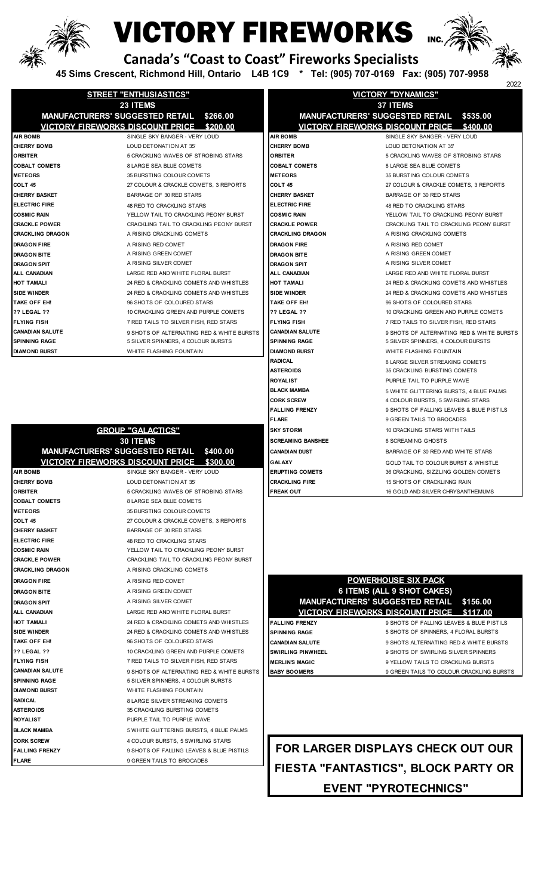# VICTORY FIREWORKS INC.

## Canada's "Coast to Coast" Fireworks Specialists

**45 Sims Crescent, Richmond Hill, Ontario L4B 1C9 * Tel: (905) 707-0169 Fax: (905) 707-9958**

2022

## STREET "ENTHUSIASTICS"

**23 ITEMS**

**MANUFACTURERS' SUGGESTED RETAIL $266.00**

**VICTORY FIREWORKS DISCOUNT PRICE $200.00**

| Item | Description |
|---|---|
| **AIR BOMB** | SINGLE SKY BANGER - VERY LOUD |
| **CHERRY BOMB** | LOUD DETONATION AT 35' |
| **ORBITER** | 5 CRACKLING WAVES OF STROBING STARS |
| **COBALT COMETS** | 8 LARGE SEA BLUE COMETS |
| **METEORS** | 35 BURSTING COLOUR COMETS |
| **COLT 45** | 27 COLOUR & CRACKLE COMETS, 3 REPORTS |
| **CHERRY BASKET** | BARRAGE OF 30 RED STARS |
| **ELECTRIC FIRE** | 48 RED TO CRACKLING STARS |
| **COSMIC RAIN** | YELLOW TAIL TO CRACKLING PEONY BURST |
| **CRACKLE POWER** | CRACKLING TAIL TO CRACKLING PEONY BURST |
| **CRACKLING DRAGON** | A RISING CRACKLING COMETS |
| **DRAGON FIRE** | A RISING RED COMET |
| **DRAGON BITE** | A RISING GREEN COMET |
| **DRAGON SPIT** | A RISING SILVER COMET |
| **ALL CANADIAN** | LARGE RED AND WHITE FLORAL BURST |
| **HOT TAMALI** | 24 RED & CRACKLING COMETS AND WHISTLES |
| **SIDE WINDER** | 24 RED & CRACKLING COMETS AND WHISTLES |
| **TAKE OFF EH!** | 96 SHOTS OF COLOURED STARS |
| **?? LEGAL ??** | 10 CRACKLING GREEN AND PURPLE COMETS |
| **FLYING FISH** | 7 RED TAILS TO SILVER FISH, RED STARS |
| **CANADIAN SALUTE** | 9 SHOTS OF ALTERNATING RED & WHITE BURSTS |
| **SPINNING RAGE** | 5 SILVER SPINNERS, 4 COLOUR BURSTS |
| **DIAMOND BURST** | WHITE FLASHING FOUNTAIN |

## GROUP "GALACTICS"

**30 ITEMS**

**MANUFACTURERS' SUGGESTED RETAIL $400.00**

**VICTORY FIREWORKS DISCOUNT PRICE $300.00**

| Item | Description |
|---|---|
| **AIR BOMB** | SINGLE SKY BANGER - VERY LOUD |
| **CHERRY BOMB** | LOUD DETONATION AT 35' |
| **ORBITER** | 5 CRACKLING WAVES OF STROBING STARS |
| **COBALT COMETS** | 8 LARGE SEA BLUE COMETS |
| **METEORS** | 35 BURSTING COLOUR COMETS |
| **COLT 45** | 27 COLOUR & CRACKLE COMETS, 3 REPORTS |
| **CHERRY BASKET** | BARRAGE OF 30 RED STARS |
| **ELECTRIC FIRE** | 48 RED TO CRACKLING STARS |
| **COSMIC RAIN** | YELLOW TAIL TO CRACKLING PEONY BURST |
| **CRACKLE POWER** | CRACKLING TAIL TO CRACKLING PEONY BURST |
| **CRACKLING DRAGON** | A RISING CRACKLING COMETS |
| **DRAGON FIRE** | A RISING RED COMET |
| **DRAGON BITE** | A RISING GREEN COMET |
| **DRAGON SPIT** | A RISING SILVER COMET |
| **ALL CANADIAN** | LARGE RED AND WHITE FLORAL BURST |
| **HOT TAMALI** | 24 RED & CRACKLING COMETS AND WHISTLES |
| **SIDE WINDER** | 24 RED & CRACKLING COMETS AND WHISTLES |
| **TAKE OFF EH!** | 96 SHOTS OF COLOURED STARS |
| **?? LEGAL ??** | 10 CRACKLING GREEN AND PURPLE COMETS |
| **FLYING FISH** | 7 RED TAILS TO SILVER FISH, RED STARS |
| **CANADIAN SALUTE** | 9 SHOTS OF ALTERNATING RED & WHITE BURSTS |
| **SPINNING RAGE** | 5 SILVER SPINNERS, 4 COLOUR BURSTS |
| **DIAMOND BURST** | WHITE FLASHING FOUNTAIN |
| **RADICAL** | 8 LARGE SILVER STREAKING COMETS |
| **ASTEROIDS** | 35 CRACKLING BURSTING COMETS |
| **ROYALIST** | PURPLE TAIL TO PURPLE WAVE |
| **BLACK MAMBA** | 5 WHITE GLITTERING BURSTS, 4 BLUE PALMS |
| **CORK SCREW** | 4 COLOUR BURSTS, 5 SWIRLING STARS |
| **FALLING FRENZY** | 9 SHOTS OF FALLING LEAVES & BLUE PISTILS |
| **FLARE** | 9 GREEN TAILS TO BROCADES |

## VICTORY "DYNAMICS"

**37 ITEMS**

**MANUFACTURERS' SUGGESTED RETAIL $535.00**

**VICTORY FIREWORKS DISCOUNT PRICE $400.00**

| Item | Description |
|---|---|
| **AIR BOMB** | SINGLE SKY BANGER - VERY LOUD |
| **CHERRY BOMB** | LOUD DETONATION AT 35' |
| **ORBITER** | 5 CRACKLING WAVES OF STROBING STARS |
| **COBALT COMETS** | 8 LARGE SEA BLUE COMETS |
| **METEORS** | 35 BURSTING COLOUR COMETS |
| **COLT 45** | 27 COLOUR & CRACKLE COMETS, 3 REPORTS |
| **CHERRY BASKET** | BARRAGE OF 30 RED STARS |
| **ELECTRIC FIRE** | 48 RED TO CRACKLING STARS |
| **COSMIC RAIN** | YELLOW TAIL TO CRACKLING PEONY BURST |
| **CRACKLE POWER** | CRACKLING TAIL TO CRACKLING PEONY BURST |
| **CRACKLING DRAGON** | A RISING CRACKLING COMETS |
| **DRAGON FIRE** | A RISING RED COMET |
| **DRAGON BITE** | A RISING GREEN COMET |
| **DRAGON SPIT** | A RISING SILVER COMET |
| **ALL CANADIAN** | LARGE RED AND WHITE FLORAL BURST |
| **HOT TAMALI** | 24 RED & CRACKLING COMETS AND WHISTLES |
| **SIDE WINDER** | 24 RED & CRACKLING COMETS AND WHISTLES |
| **TAKE OFF EH!** | 96 SHOTS OF COLOURED STARS |
| **?? LEGAL ??** | 10 CRACKLING GREEN AND PURPLE COMETS |
| **FLYING FISH** | 7 RED TAILS TO SILVER FISH, RED STARS |
| **CANADIAN SALUTE** | 9 SHOTS OF ALTERNATING RED & WHITE BURSTS |
| **SPINNING RAGE** | 5 SILVER SPINNERS, 4 COLOUR BURSTS |
| **DIAMOND BURST** | WHITE FLASHING FOUNTAIN |
| **RADICAL** | 8 LARGE SILVER STREAKING COMETS |
| **ASTEROIDS** | 35 CRACKLING BURSTING COMETS |
| **ROYALIST** | PURPLE TAIL TO PURPLE WAVE |
| **BLACK MAMBA** | 5 WHITE GLITTERING BURSTS, 4 BLUE PALMS |
| **CORK SCREW** | 4 COLOUR BURSTS, 5 SWIRLING STARS |
| **FALLING FRENZY** | 9 SHOTS OF FALLING LEAVES & BLUE PISTILS |
| **FLARE** | 9 GREEN TAILS TO BROCADES |
| **SKY STORM** | 10 CRACKLING STARS WITH TAILS |
| **SCREAMING BANSHEE** | 6 SCREAMING GHOSTS |
| **CANADIAN DUST** | BARRAGE OF 30 RED AND WHITE STARS |
| **GALAXY** | GOLD TAIL TO COLOUR BURST & WHISTLE |
| **ERUPTING COMETS** | 36 CRACKLING, SIZZLING GOLDEN COMETS |
| **CRACKLING FIRE** | 15 SHOTS OF CRACKLINNG RAIN |
| **FREAK OUT** | 16 GOLD AND SILVER CHRYSANTHEMUMS |

## POWERHOUSE SIX PACK

**6 ITEMS (ALL 9 SHOT CAKES)**

**MANUFACTURERS' SUGGESTED RETAIL $156.00**

**VICTORY FIREWORKS DISCOUNT PRICE $117.00**

| Item | Description |
|---|---|
| **FALLING FRENZY** | 9 SHOTS OF FALLING LEAVES & BLUE PISTILS |
| **SPINNING RAGE** | 5 SHOTS OF SPINNERS, 4 FLORAL BURSTS |
| **CANADIAN SALUTE** | 9 SHOTS ALTERNATING RED & WHITE BURSTS |
| **SWIRLING PINWHEEL** | 9 SHOTS OF SWIRLING SILVER SPINNERS |
| **MERLIN'S MAGIC** | 9 YELLOW TAILS TO CRACKLING BURSTS |
| **BABY BOOMERS** | 9 GREEN TAILS TO COLOUR CRACKLING BURSTS |

**FOR LARGER DISPLAYS CHECK OUT OUR FIESTA "FANTASTICS", BLOCK PARTY OR EVENT "PYROTECHNICS"**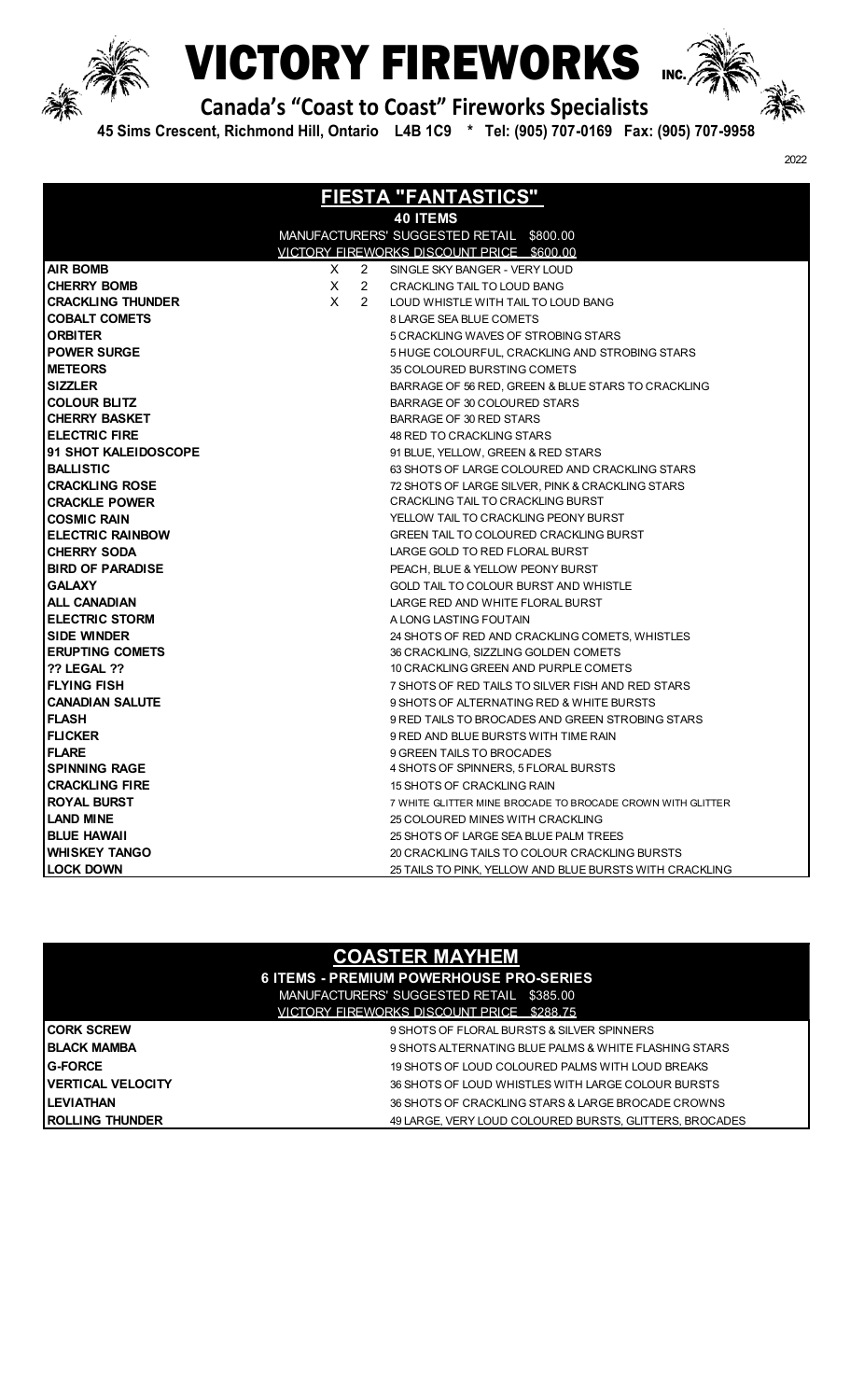# VICTORY FIREWORKS INC.

**Canada's "Coast to Coast" Fireworks Specialists**

**45 Sims Crescent, Richmond Hill, Ontario L4B 1C9 * Tel: (905) 707-0169 Fax: (905) 707-9958**

2022

## FIESTA "FANTASTICS"

**40 ITEMS**

MANUFACTURERS' SUGGESTED RETAIL $800.00

VICTORY FIREWORKS DISCOUNT PRICE $600.00

| Item | | Qty | Description |
|---|---|---|---|
| **AIR BOMB** | X | 2 | SINGLE SKY BANGER - VERY LOUD |
| **CHERRY BOMB** | X | 2 | CRACKLING TAIL TO LOUD BANG |
| **CRACKLING THUNDER** | X | 2 | LOUD WHISTLE WITH TAIL TO LOUD BANG |
| **COBALT COMETS** | | | 8 LARGE SEA BLUE COMETS |
| **ORBITER** | | | 5 CRACKLING WAVES OF STROBING STARS |
| **POWER SURGE** | | | 5 HUGE COLOURFUL, CRACKLING AND STROBING STARS |
| **METEORS** | | | 35 COLOURED BURSTING COMETS |
| **SIZZLER** | | | BARRAGE OF 56 RED, GREEN & BLUE STARS TO CRACKLING |
| **COLOUR BLITZ** | | | BARRAGE OF 30 COLOURED STARS |
| **CHERRY BASKET** | | | BARRAGE OF 30 RED STARS |
| **ELECTRIC FIRE** | | | 48 RED TO CRACKLING STARS |
| **91 SHOT KALEIDOSCOPE** | | | 91 BLUE, YELLOW, GREEN & RED STARS |
| **BALLISTIC** | | | 63 SHOTS OF LARGE COLOURED AND CRACKLING STARS |
| **CRACKLING ROSE** | | | 72 SHOTS OF LARGE SILVER, PINK & CRACKLING STARS |
| **CRACKLE POWER** | | | CRACKLING TAIL TO CRACKLING BURST |
| **COSMIC RAIN** | | | YELLOW TAIL TO CRACKLING PEONY BURST |
| **ELECTRIC RAINBOW** | | | GREEN TAIL TO COLOURED CRACKLING BURST |
| **CHERRY SODA** | | | LARGE GOLD TO RED FLORAL BURST |
| **BIRD OF PARADISE** | | | PEACH, BLUE & YELLOW PEONY BURST |
| **GALAXY** | | | GOLD TAIL TO COLOUR BURST AND WHISTLE |
| **ALL CANADIAN** | | | LARGE RED AND WHITE FLORAL BURST |
| **ELECTRIC STORM** | | | A LONG LASTING FOUTAIN |
| **SIDE WINDER** | | | 24 SHOTS OF RED AND CRACKLING COMETS, WHISTLES |
| **ERUPTING COMETS** | | | 36 CRACKLING, SIZZLING GOLDEN COMETS |
| **?? LEGAL ??** | | | 10 CRACKLING GREEN AND PURPLE COMETS |
| **FLYING FISH** | | | 7 SHOTS OF RED TAILS TO SILVER FISH AND RED STARS |
| **CANADIAN SALUTE** | | | 9 SHOTS OF ALTERNATING RED & WHITE BURSTS |
| **FLASH** | | | 9 RED TAILS TO BROCADES AND GREEN STROBING STARS |
| **FLICKER** | | | 9 RED AND BLUE BURSTS WITH TIME RAIN |
| **FLARE** | | | 9 GREEN TAILS TO BROCADES |
| **SPINNING RAGE** | | | 4 SHOTS OF SPINNERS, 5 FLORAL BURSTS |
| **CRACKLING FIRE** | | | 15 SHOTS OF CRACKLING RAIN |
| **ROYAL BURST** | | | 7 WHITE GLITTER MINE BROCADE TO BROCADE CROWN WITH GLITTER |
| **LAND MINE** | | | 25 COLOURED MINES WITH CRACKLING |
| **BLUE HAWAII** | | | 25 SHOTS OF LARGE SEA BLUE PALM TREES |
| **WHISKEY TANGO** | | | 20 CRACKLING TAILS TO COLOUR CRACKLING BURSTS |
| **LOCK DOWN** | | | 25 TAILS TO PINK, YELLOW AND BLUE BURSTS WITH CRACKLING |

## COASTER MAYHEM

**6 ITEMS - PREMIUM POWERHOUSE PRO-SERIES**

MANUFACTURERS' SUGGESTED RETAIL $385.00

VICTORY FIREWORKS DISCOUNT PRICE $288.75

| Item | Description |
|---|---|
| **CORK SCREW** | 9 SHOTS OF FLORAL BURSTS & SILVER SPINNERS |
| **BLACK MAMBA** | 9 SHOTS ALTERNATING BLUE PALMS & WHITE FLASHING STARS |
| **G-FORCE** | 19 SHOTS OF LOUD COLOURED PALMS WITH LOUD BREAKS |
| **VERTICAL VELOCITY** | 36 SHOTS OF LOUD WHISTLES WITH LARGE COLOUR BURSTS |
| **LEVIATHAN** | 36 SHOTS OF CRACKLING STARS & LARGE BROCADE CROWNS |
| **ROLLING THUNDER** | 49 LARGE, VERY LOUD COLOURED BURSTS, GLITTERS, BROCADES |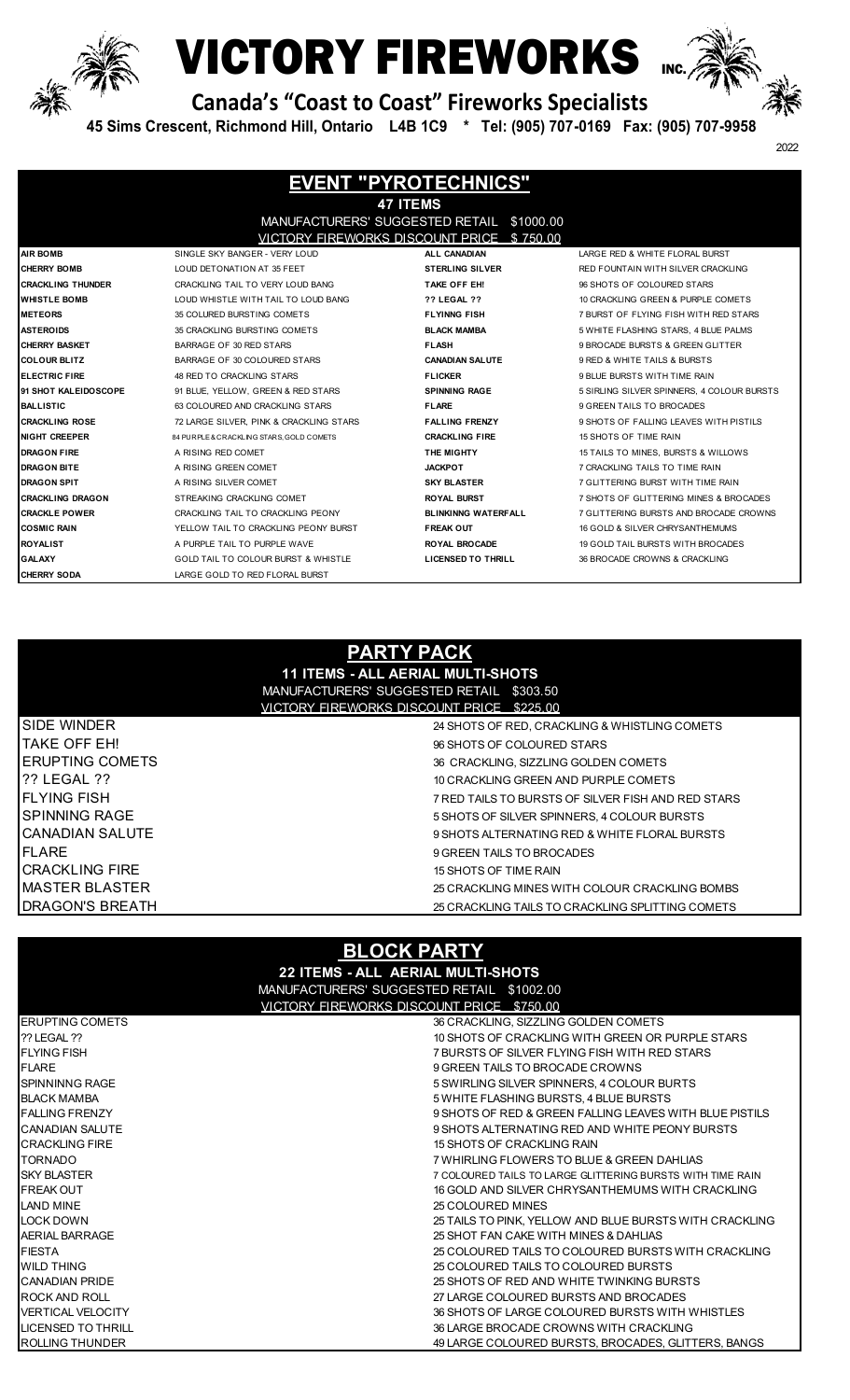# VICTORY FIREWORKS INC.

**Canada's "Coast to Coast" Fireworks Specialists**

**45 Sims Crescent, Richmond Hill, Ontario L4B 1C9 * Tel: (905) 707-0169 Fax: (905) 707-9958**

2022

## EVENT "PYROTECHNICS"

**47 ITEMS**

MANUFACTURERS' SUGGESTED RETAIL $1000.00

VICTORY FIREWORKS DISCOUNT PRICE $ 750.00

| | | | |
|---|---|---|---|
| **AIR BOMB** | SINGLE SKY BANGER - VERY LOUD | **ALL CANADIAN** | LARGE RED & WHITE FLORAL BURST |
| **CHERRY BOMB** | LOUD DETONATION AT 35 FEET | **STERLING SILVER** | RED FOUNTAIN WITH SILVER CRACKLING |
| **CRACKLING THUNDER** | CRACKLING TAIL TO VERY LOUD BANG | **TAKE OFF EH!** | 96 SHOTS OF COLOURED STARS |
| **WHISTLE BOMB** | LOUD WHISTLE WITH TAIL TO LOUD BANG | **?? LEGAL ??** | 10 CRACKLING GREEN & PURPLE COMETS |
| **METEORS** | 35 COLURED BURSTING COMETS | **FLYINNG FISH** | 7 BURST OF FLYING FISH WITH RED STARS |
| **ASTEROIDS** | 35 CRACKLING BURSTING COMETS | **BLACK MAMBA** | 5 WHITE FLASHING STARS, 4 BLUE PALMS |
| **CHERRY BASKET** | BARRAGE OF 30 RED STARS | **FLASH** | 9 BROCADE BURSTS & GREEN GLITTER |
| **COLOUR BLITZ** | BARRAGE OF 30 COLOURED STARS | **CANADIAN SALUTE** | 9 RED & WHITE TAILS & BURSTS |
| **ELECTRIC FIRE** | 48 RED TO CRACKLING STARS | **FLICKER** | 9 BLUE BURSTS WITH TIME RAIN |
| **91 SHOT KALEIDOSCOPE** | 91 BLUE, YELLOW, GREEN & RED STARS | **SPINNING RAGE** | 5 SIRLING SILVER SPINNERS, 4 COLOUR BURSTS |
| **BALLISTIC** | 63 COLOURED AND CRACKLING STARS | **FLARE** | 9 GREEN TAILS TO BROCADES |
| **CRACKLING ROSE** | 72 LARGE SILVER, PINK & CRACKLING STARS | **FALLING FRENZY** | 9 SHOTS OF FALLING LEAVES WITH PISTILS |
| **NIGHT CREEPER** | 84 PURPLE & CRACKLING STARS, GOLD COMETS | **CRACKLING FIRE** | 15 SHOTS OF TIME RAIN |
| **DRAGON FIRE** | A RISING RED COMET | **THE MIGHTY** | 15 TAILS TO MINES, BURSTS & WILLOWS |
| **DRAGON BITE** | A RISING GREEN COMET | **JACKPOT** | 7 CRACKLING TAILS TO TIME RAIN |
| **DRAGON SPIT** | A RISING SILVER COMET | **SKY BLASTER** | 7 GLITTERING BURST WITH TIME RAIN |
| **CRACKLING DRAGON** | STREAKING CRACKLING COMET | **ROYAL BURST** | 7 SHOTS OF GLITTERING MINES & BROCADES |
| **CRACKLE POWER** | CRACKLING TAIL TO CRACKLING PEONY | **BLINKINNG WATERFALL** | 7 GLITTERING BURSTS AND BROCADE CROWNS |
| **COSMIC RAIN** | YELLOW TAIL TO CRACKLING PEONY BURST | **FREAK OUT** | 16 GOLD & SILVER CHRYSANTHEMUMS |
| **ROYALIST** | A PURPLE TAIL TO PURPLE WAVE | **ROYAL BROCADE** | 19 GOLD TAIL BURSTS WITH BROCADES |
| **GALAXY** | GOLD TAIL TO COLOUR BURST & WHISTLE | **LICENSED TO THRILL** | 36 BROCADE CROWNS & CRACKLING |
| **CHERRY SODA** | LARGE GOLD TO RED FLORAL BURST | | |

## PARTY PACK

**11 ITEMS - ALL AERIAL MULTI-SHOTS**

MANUFACTURERS' SUGGESTED RETAIL $303.50

VICTORY FIREWORKS DISCOUNT PRICE $225.00

| | |
|---|---|
| SIDE WINDER | 24 SHOTS OF RED, CRACKLING & WHISTLING COMETS |
| TAKE OFF EH! | 96 SHOTS OF COLOURED STARS |
| ERUPTING COMETS | 36 CRACKLING, SIZZLING GOLDEN COMETS |
| ?? LEGAL ?? | 10 CRACKLING GREEN AND PURPLE COMETS |
| FLYING FISH | 7 RED TAILS TO BURSTS OF SILVER FISH AND RED STARS |
| SPINNING RAGE | 5 SHOTS OF SILVER SPINNERS, 4 COLOUR BURSTS |
| CANADIAN SALUTE | 9 SHOTS ALTERNATING RED & WHITE FLORAL BURSTS |
| FLARE | 9 GREEN TAILS TO BROCADES |
| CRACKLING FIRE | 15 SHOTS OF TIME RAIN |
| MASTER BLASTER | 25 CRACKLING MINES WITH COLOUR CRACKLING BOMBS |
| DRAGON'S BREATH | 25 CRACKLING TAILS TO CRACKLING SPLITTING COMETS |

## BLOCK PARTY

**22 ITEMS - ALL AERIAL MULTI-SHOTS**

MANUFACTURERS' SUGGESTED RETAIL $1002.00

VICTORY FIREWORKS DISCOUNT PRICE $750.00

| | |
|---|---|
| ERUPTING COMETS | 36 CRACKLING, SIZZLING GOLDEN COMETS |
| ?? LEGAL ?? | 10 SHOTS OF CRACKLING WITH GREEN OR PURPLE STARS |
| FLYING FISH | 7 BURSTS OF SILVER FLYING FISH WITH RED STARS |
| FLARE | 9 GREEN TAILS TO BROCADE CROWNS |
| SPINNINNG RAGE | 5 SWIRLING SILVER SPINNERS, 4 COLOUR BURTS |
| BLACK MAMBA | 5 WHITE FLASHING BURSTS, 4 BLUE BURSTS |
| FALLING FRENZY | 9 SHOTS OF RED & GREEN FALLING LEAVES WITH BLUE PISTILS |
| CANADIAN SALUTE | 9 SHOTS ALTERNATING RED AND WHITE PEONY BURSTS |
| CRACKLING FIRE | 15 SHOTS OF CRACKLING RAIN |
| TORNADO | 7 WHIRLING FLOWERS TO BLUE & GREEN DAHLIAS |
| SKY BLASTER | 7 COLOURED TAILS TO LARGE GLITTERING BURSTS WITH TIME RAIN |
| FREAK OUT | 16 GOLD AND SILVER CHRYSANTHEMUMS WITH CRACKLING |
| LAND MINE | 25 COLOURED MINES |
| LOCK DOWN | 25 TAILS TO PINK, YELLOW AND BLUE BURSTS WITH CRACKLING |
| AERIAL BARRAGE | 25 SHOT FAN CAKE WITH MINES & DAHLIAS |
| FIESTA | 25 COLOURED TAILS TO COLOURED BURSTS WITH CRACKLING |
| WILD THING | 25 COLOURED TAILS TO COLOURED BURSTS |
| CANADIAN PRIDE | 25 SHOTS OF RED AND WHITE TWINKING BURSTS |
| ROCK AND ROLL | 27 LARGE COLOURED BURSTS AND BROCADES |
| VERTICAL VELOCITY | 36 SHOTS OF LARGE COLOURED BURSTS WITH WHISTLES |
| LICENSED TO THRILL | 36 LARGE BROCADE CROWNS WITH CRACKLING |
| ROLLING THUNDER | 49 LARGE COLOURED BURSTS, BROCADES, GLITTERS, BANGS |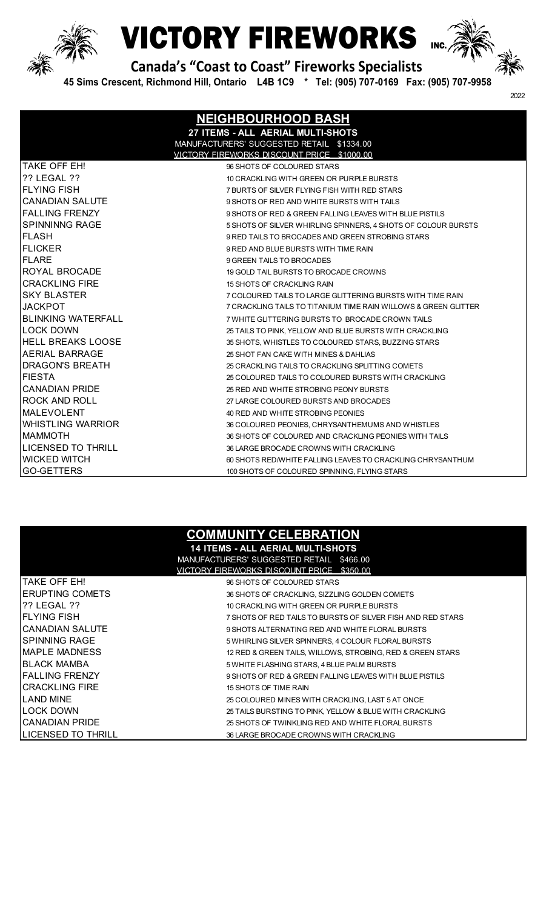# VICTORY FIREWORKS INC.

**Canada's "Coast to Coast" Fireworks Specialists**

**45 Sims Crescent, Richmond Hill, Ontario L4B 1C9 * Tel: (905) 707-0169 Fax: (905) 707-9958**

2022

## NEIGHBOURHOOD BASH

**27 ITEMS - ALL AERIAL MULTI-SHOTS**

MANUFACTURERS' SUGGESTED RETAIL $1334.00

VICTORY FIREWORKS DISCOUNT PRICE $1000.00

| | |
|---|---|
| TAKE OFF EH! | 96 SHOTS OF COLOURED STARS |
| ?? LEGAL ?? | 10 CRACKLING WITH GREEN OR PURPLE BURSTS |
| FLYING FISH | 7 BURTS OF SILVER FLYING FISH WITH RED STARS |
| CANADIAN SALUTE | 9 SHOTS OF RED AND WHITE BURSTS WITH TAILS |
| FALLING FRENZY | 9 SHOTS OF RED & GREEN FALLING LEAVES WITH BLUE PISTILS |
| SPINNINNG RAGE | 5 SHOTS OF SILVER WHIRLING SPINNERS, 4 SHOTS OF COLOUR BURSTS |
| FLASH | 9 RED TAILS TO BROCADES AND GREEN STROBING STARS |
| FLICKER | 9 RED AND BLUE BURSTS WITH TIME RAIN |
| FLARE | 9 GREEN TAILS TO BROCADES |
| ROYAL BROCADE | 19 GOLD TAIL BURSTS TO BROCADE CROWNS |
| CRACKLING FIRE | 15 SHOTS OF CRACKLING RAIN |
| SKY BLASTER | 7 COLOURED TAILS TO LARGE GLITTERING BURSTS WITH TIME RAIN |
| JACKPOT | 7 CRACKLING TAILS TO TITANIUM TIME RAIN WILLOWS & GREEN GLITTER |
| BLINKING WATERFALL | 7 WHITE GLITTERING BURSTS TO BROCADE CROWN TAILS |
| LOCK DOWN | 25 TAILS TO PINK, YELLOW AND BLUE BURSTS WITH CRACKLING |
| HELL BREAKS LOOSE | 35 SHOTS, WHISTLES TO COLOURED STARS, BUZZING STARS |
| AERIAL BARRAGE | 25 SHOT FAN CAKE WITH MINES & DAHLIAS |
| DRAGON'S BREATH | 25 CRACKLING TAILS TO CRACKLING SPLITTING COMETS |
| FIESTA | 25 COLOURED TAILS TO COLOURED BURSTS WITH CRACKLING |
| CANADIAN PRIDE | 25 RED AND WHITE STROBING PEONY BURSTS |
| ROCK AND ROLL | 27 LARGE COLOURED BURSTS AND BROCADES |
| MALEVOLENT | 40 RED AND WHITE STROBING PEONIES |
| WHISTLING WARRIOR | 36 COLOURED PEONIES, CHRYSANTHEMUMS AND WHISTLES |
| MAMMOTH | 36 SHOTS OF COLOURED AND CRACKLING PEONIES WITH TAILS |
| LICENSED TO THRILL | 36 LARGE BROCADE CROWNS WITH CRACKLING |
| WICKED WITCH | 60 SHOTS RED/WHITE FALLING LEAVES TO CRACKLING CHRYSANTHUM |
| GO-GETTERS | 100 SHOTS OF COLOURED SPINNING, FLYING STARS |

## COMMUNITY CELEBRATION

**14 ITEMS - ALL AERIAL MULTI-SHOTS**

MANUFACTURERS' SUGGESTED RETAIL $466.00

VICTORY FIREWORKS DISCOUNT PRICE $350.00

| | |
|---|---|
| TAKE OFF EH! | 96 SHOTS OF COLOURED STARS |
| ERUPTING COMETS | 36 SHOTS OF CRACKLING, SIZZLING GOLDEN COMETS |
| ?? LEGAL ?? | 10 CRACKLING WITH GREEN OR PURPLE BURSTS |
| FLYING FISH | 7 SHOTS OF RED TAILS TO BURSTS OF SILVER FISH AND RED STARS |
| CANADIAN SALUTE | 9 SHOTS ALTERNATING RED AND WHITE FLORAL BURSTS |
| SPINNING RAGE | 5 WHIRLING SILVER SPINNERS, 4 COLOUR FLORAL BURSTS |
| MAPLE MADNESS | 12 RED & GREEN TAILS, WILLOWS, STROBING, RED & GREEN STARS |
| BLACK MAMBA | 5 WHITE FLASHING STARS, 4 BLUE PALM BURSTS |
| FALLING FRENZY | 9 SHOTS OF RED & GREEN FALLING LEAVES WITH BLUE PISTILS |
| CRACKLING FIRE | 15 SHOTS OF TIME RAIN |
| LAND MINE | 25 COLOURED MINES WITH CRACKLING, LAST 5 AT ONCE |
| LOCK DOWN | 25 TAILS BURSTING TO PINK, YELLOW & BLUE WITH CRACKLING |
| CANADIAN PRIDE | 25 SHOTS OF TWINKLING RED AND WHITE FLORAL BURSTS |
| LICENSED TO THRILL | 36 LARGE BROCADE CROWNS WITH CRACKLING |